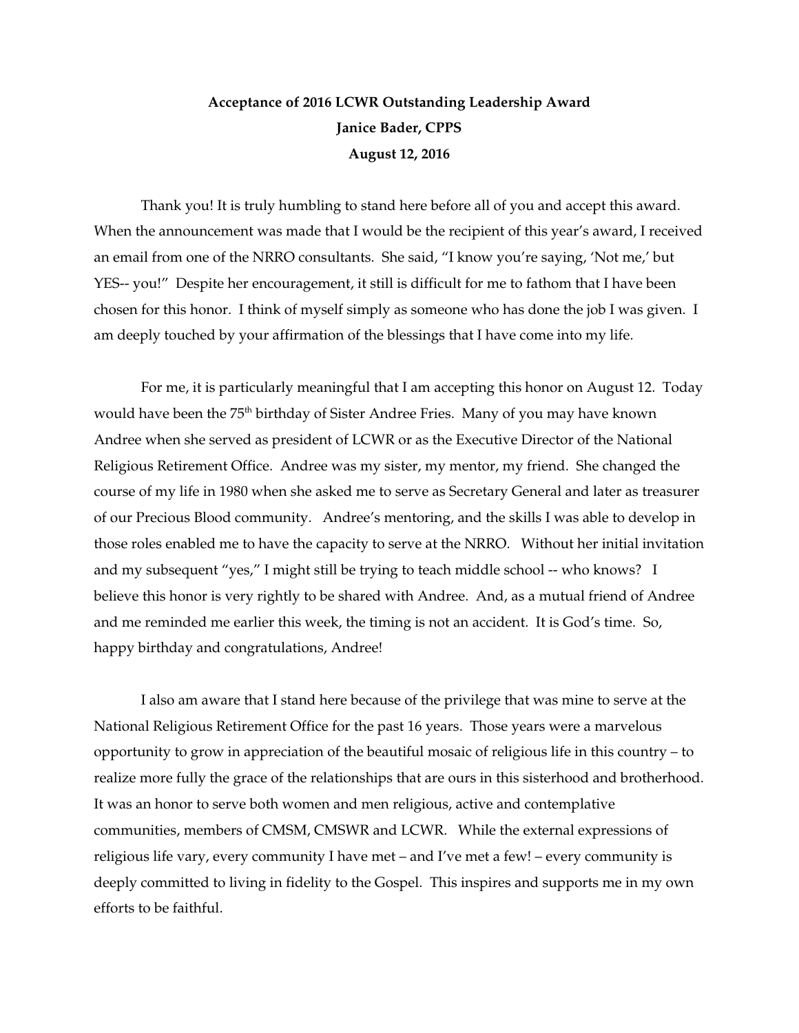**Acceptance of 2016 LCWR Outstanding Leadership Award**

**Janice Bader, CPPS**

**August 12, 2016**

Thank you! It is truly humbling to stand here before all of you and accept this award. When the announcement was made that I would be the recipient of this year's award, I received an email from one of the NRRO consultants. She said, "I know you're saying, 'Not me,' but YES-- you!" Despite her encouragement, it still is difficult for me to fathom that I have been chosen for this honor. I think of myself simply as someone who has done the job I was given. I am deeply touched by your affirmation of the blessings that I have come into my life.

For me, it is particularly meaningful that I am accepting this honor on August 12. Today would have been the 75th birthday of Sister Andree Fries. Many of you may have known Andree when she served as president of LCWR or as the Executive Director of the National Religious Retirement Office. Andree was my sister, my mentor, my friend. She changed the course of my life in 1980 when she asked me to serve as Secretary General and later as treasurer of our Precious Blood community. Andree's mentoring, and the skills I was able to develop in those roles enabled me to have the capacity to serve at the NRRO. Without her initial invitation and my subsequent "yes," I might still be trying to teach middle school -- who knows? I believe this honor is very rightly to be shared with Andree. And, as a mutual friend of Andree and me reminded me earlier this week, the timing is not an accident. It is God's time. So, happy birthday and congratulations, Andree!

I also am aware that I stand here because of the privilege that was mine to serve at the National Religious Retirement Office for the past 16 years. Those years were a marvelous opportunity to grow in appreciation of the beautiful mosaic of religious life in this country – to realize more fully the grace of the relationships that are ours in this sisterhood and brotherhood. It was an honor to serve both women and men religious, active and contemplative communities, members of CMSM, CMSWR and LCWR. While the external expressions of religious life vary, every community I have met – and I've met a few! – every community is deeply committed to living in fidelity to the Gospel. This inspires and supports me in my own efforts to be faithful.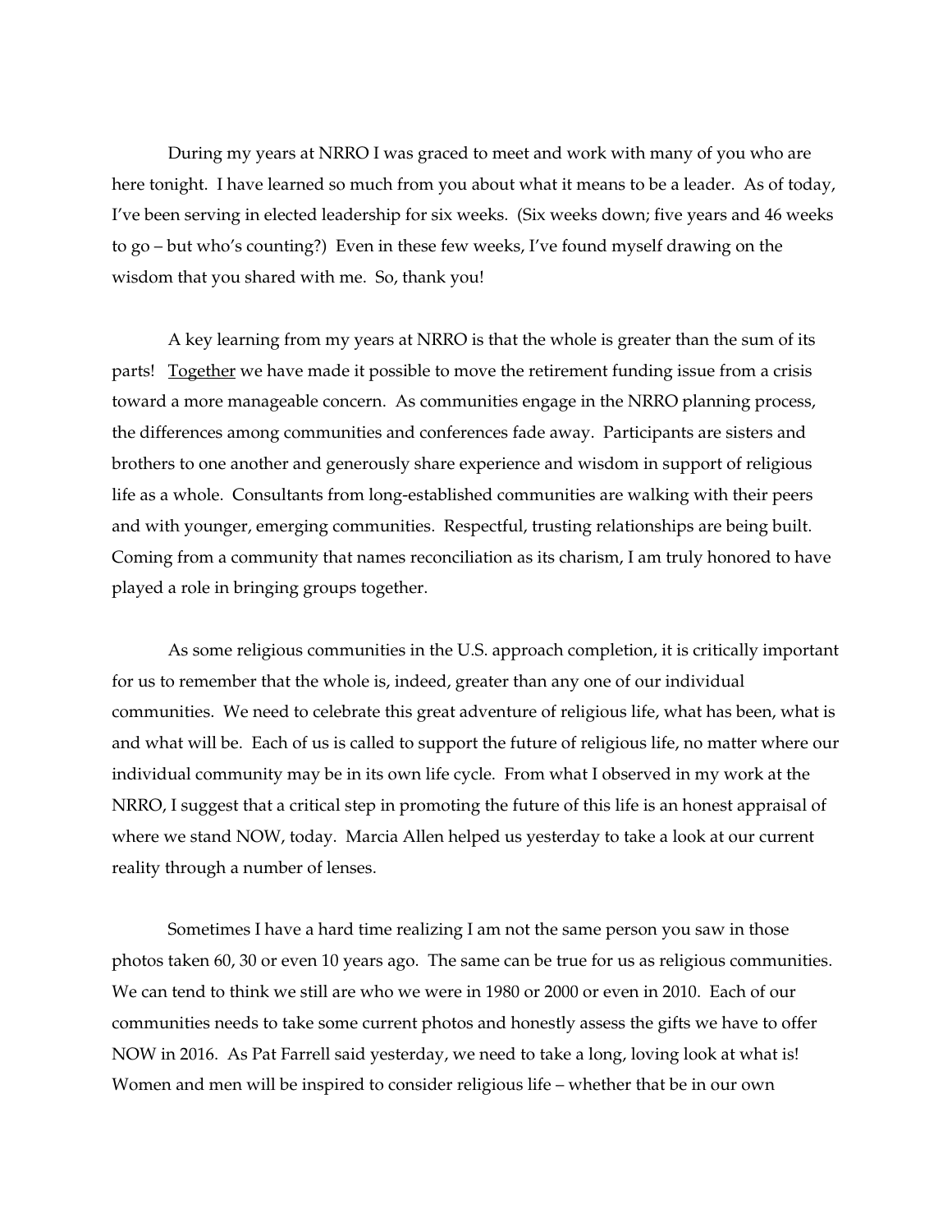During my years at NRRO I was graced to meet and work with many of you who are here tonight. I have learned so much from you about what it means to be a leader. As of today, I've been serving in elected leadership for six weeks. (Six weeks down; five years and 46 weeks to go – but who's counting?) Even in these few weeks, I've found myself drawing on the wisdom that you shared with me. So, thank you!

A key learning from my years at NRRO is that the whole is greater than the sum of its parts! <u>Together</u> we have made it possible to move the retirement funding issue from a crisis toward a more manageable concern. As communities engage in the NRRO planning process, the differences among communities and conferences fade away. Participants are sisters and brothers to one another and generously share experience and wisdom in support of religious life as a whole. Consultants from long-established communities are walking with their peers and with younger, emerging communities. Respectful, trusting relationships are being built. Coming from a community that names reconciliation as its charism, I am truly honored to have played a role in bringing groups together.

As some religious communities in the U.S. approach completion, it is critically important for us to remember that the whole is, indeed, greater than any one of our individual communities. We need to celebrate this great adventure of religious life, what has been, what is and what will be. Each of us is called to support the future of religious life, no matter where our individual community may be in its own life cycle. From what I observed in my work at the NRRO, I suggest that a critical step in promoting the future of this life is an honest appraisal of where we stand NOW, today. Marcia Allen helped us yesterday to take a look at our current reality through a number of lenses.

Sometimes I have a hard time realizing I am not the same person you saw in those photos taken 60, 30 or even 10 years ago. The same can be true for us as religious communities. We can tend to think we still are who we were in 1980 or 2000 or even in 2010. Each of our communities needs to take some current photos and honestly assess the gifts we have to offer NOW in 2016. As Pat Farrell said yesterday, we need to take a long, loving look at what is! Women and men will be inspired to consider religious life – whether that be in our own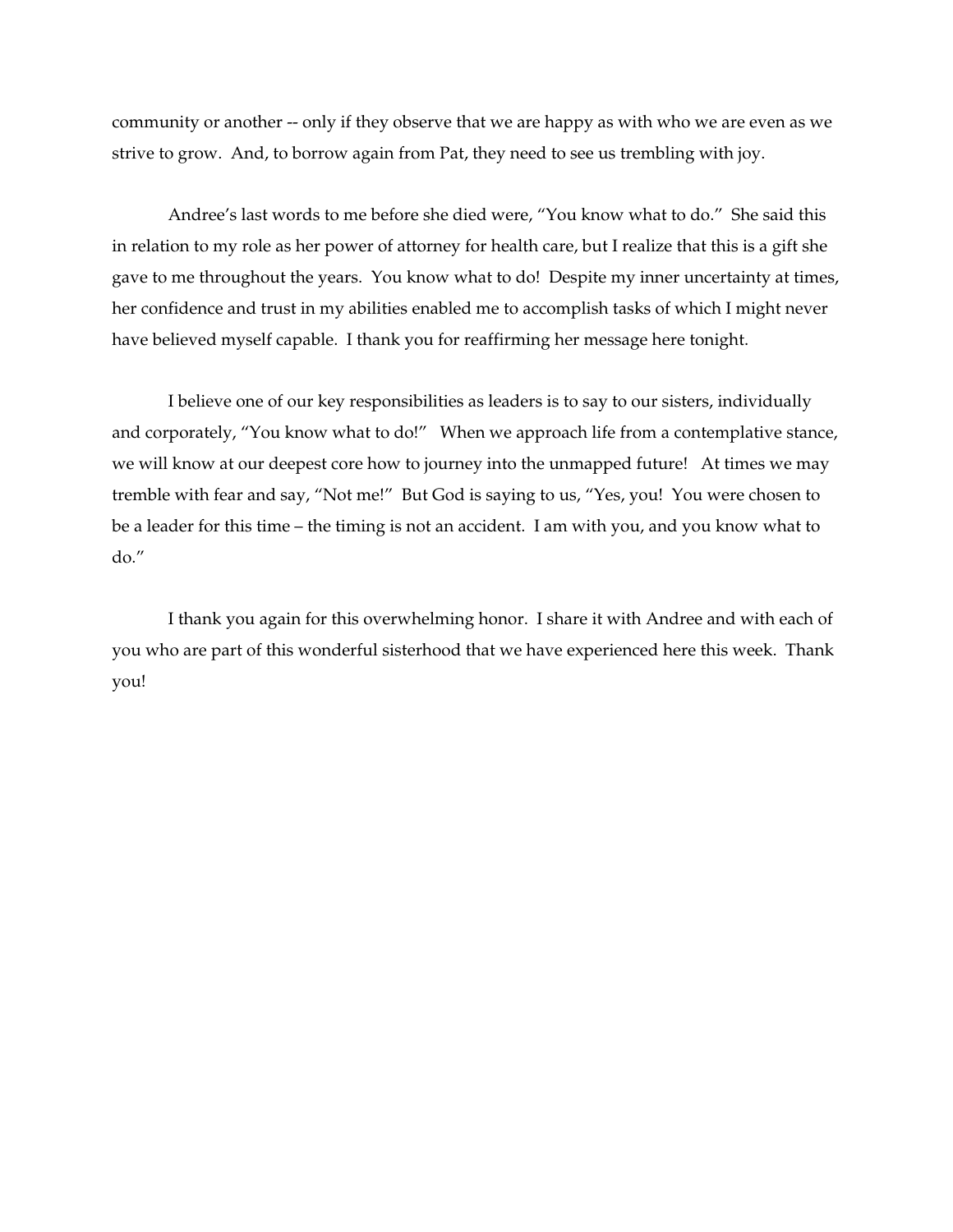community or another -- only if they observe that we are happy as with who we are even as we strive to grow. And, to borrow again from Pat, they need to see us trembling with joy.

Andree's last words to me before she died were, "You know what to do." She said this in relation to my role as her power of attorney for health care, but I realize that this is a gift she gave to me throughout the years. You know what to do! Despite my inner uncertainty at times, her confidence and trust in my abilities enabled me to accomplish tasks of which I might never have believed myself capable. I thank you for reaffirming her message here tonight.

I believe one of our key responsibilities as leaders is to say to our sisters, individually and corporately, "You know what to do!" When we approach life from a contemplative stance, we will know at our deepest core how to journey into the unmapped future! At times we may tremble with fear and say, "Not me!" But God is saying to us, "Yes, you! You were chosen to be a leader for this time – the timing is not an accident. I am with you, and you know what to do."

I thank you again for this overwhelming honor. I share it with Andree and with each of you who are part of this wonderful sisterhood that we have experienced here this week. Thank you!